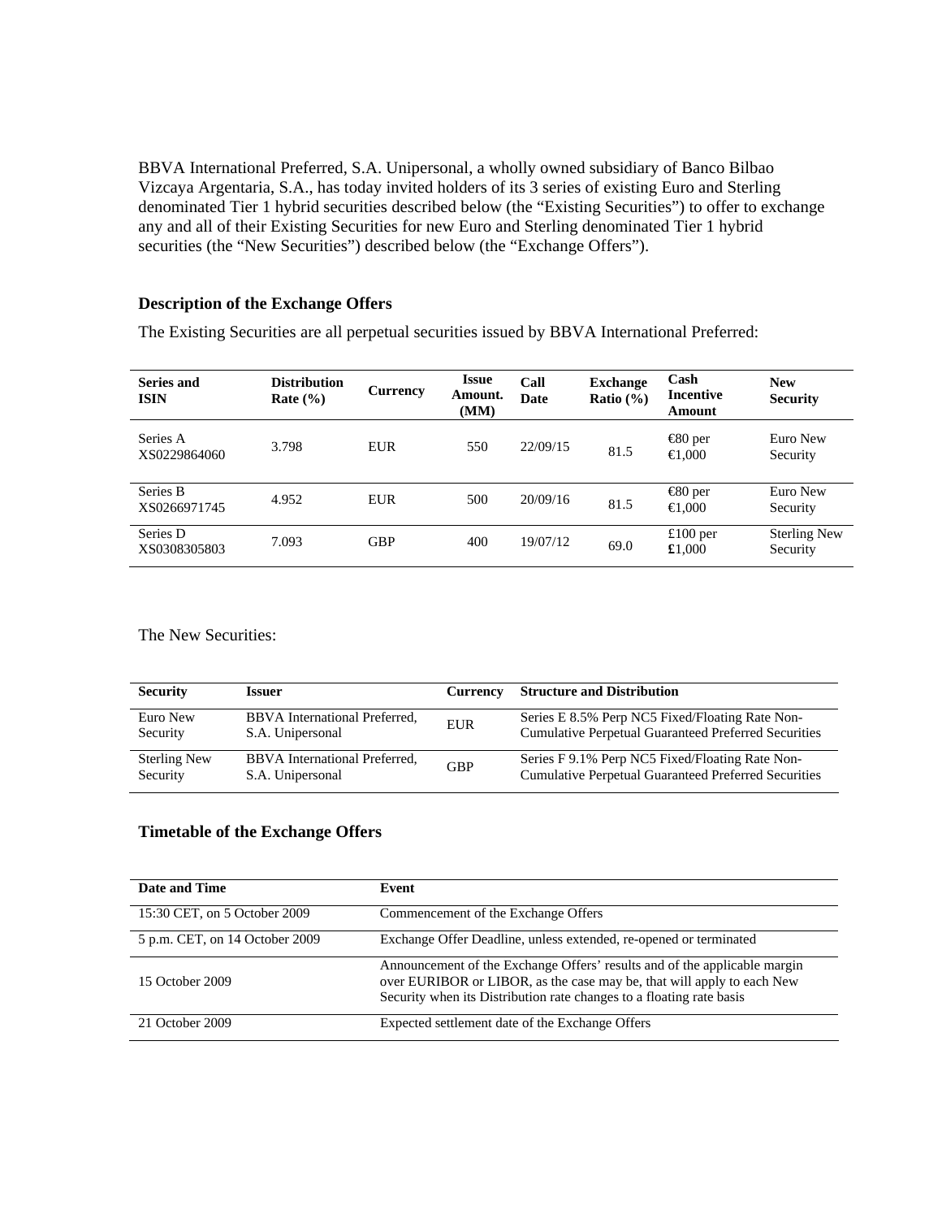BBVA International Preferred, S.A. Unipersonal, a wholly owned subsidiary of Banco Bilbao Vizcaya Argentaria, S.A., has today invited holders of its 3 series of existing Euro and Sterling denominated Tier 1 hybrid securities described below (the "Existing Securities") to offer to exchange any and all of their Existing Securities for new Euro and Sterling denominated Tier 1 hybrid securities (the "New Securities") described below (the "Exchange Offers").

### Description of the Exchange Offers

The Existing Securities are all perpetual securities issued by BBVA International Preferred:

| Series and ISIN | Distribution Rate (%) | Currency | Issue Amount. (MM) | Call Date | Exchange Ratio (%) | Cash Incentive Amount | New Security |
|---|---|---|---|---|---|---|---|
| Series A XS0229864060 | 3.798 | EUR | 550 | 22/09/15 | 81.5 | €80 per €1,000 | Euro New Security |
| Series B XS0266971745 | 4.952 | EUR | 500 | 20/09/16 | 81.5 | €80 per €1,000 | Euro New Security |
| Series D XS0308305803 | 7.093 | GBP | 400 | 19/07/12 | 69.0 | £100 per £1,000 | Sterling New Security |

The New Securities:

| Security | Issuer | Currency | Structure and Distribution |
|---|---|---|---|
| Euro New Security | BBVA International Preferred, S.A. Unipersonal | EUR | Series E 8.5% Perp NC5 Fixed/Floating Rate Non-Cumulative Perpetual Guaranteed Preferred Securities |
| Sterling New Security | BBVA International Preferred, S.A. Unipersonal | GBP | Series F 9.1% Perp NC5 Fixed/Floating Rate Non-Cumulative Perpetual Guaranteed Preferred Securities |

### Timetable of the Exchange Offers

| Date and Time | Event |
|---|---|
| 15:30 CET, on 5 October 2009 | Commencement of the Exchange Offers |
| 5 p.m. CET, on 14 October 2009 | Exchange Offer Deadline, unless extended, re-opened or terminated |
| 15 October 2009 | Announcement of the Exchange Offers' results and of the applicable margin over EURIBOR or LIBOR, as the case may be, that will apply to each New Security when its Distribution rate changes to a floating rate basis |
| 21 October 2009 | Expected settlement date of the Exchange Offers |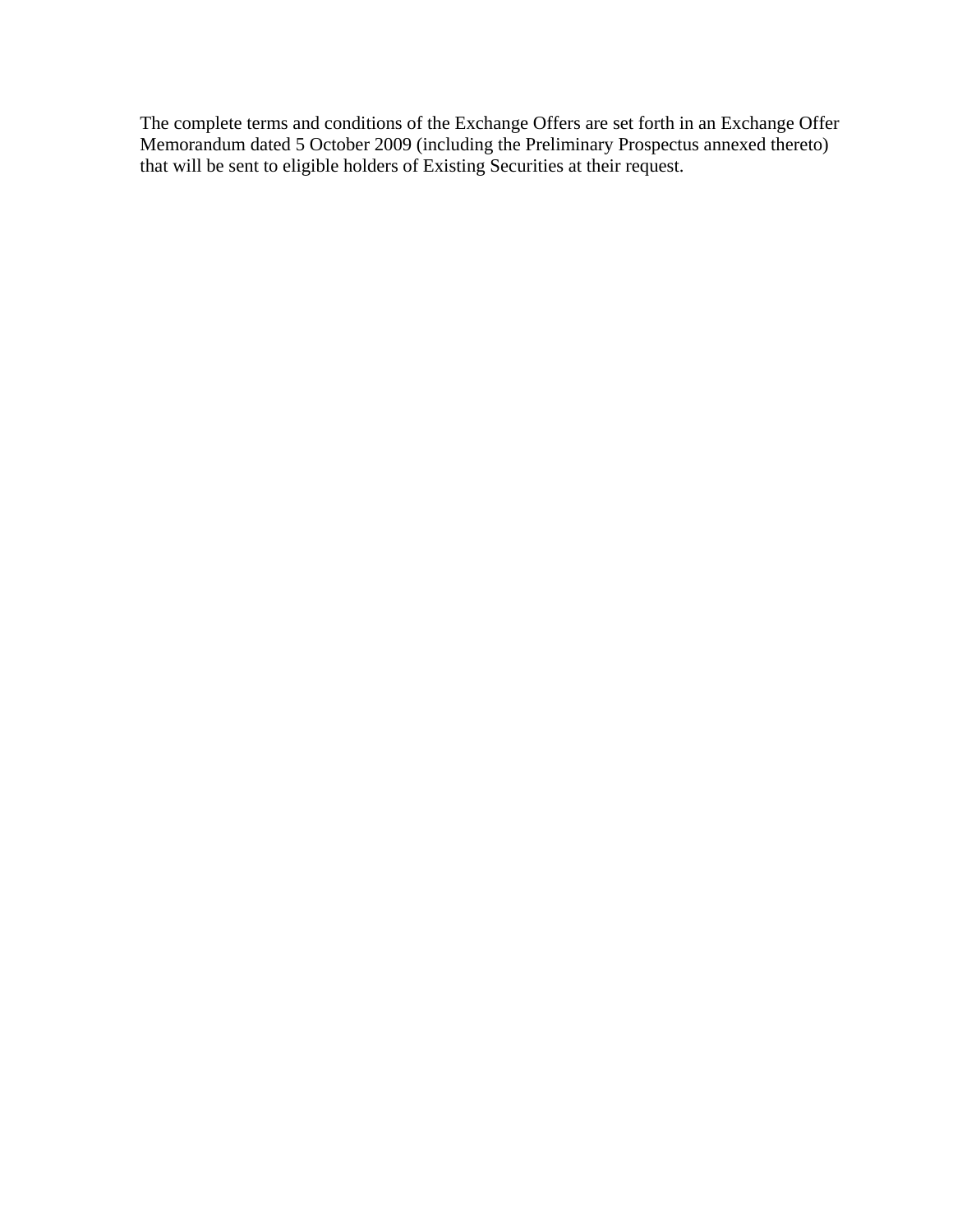The complete terms and conditions of the Exchange Offers are set forth in an Exchange Offer Memorandum dated 5 October 2009 (including the Preliminary Prospectus annexed thereto) that will be sent to eligible holders of Existing Securities at their request.